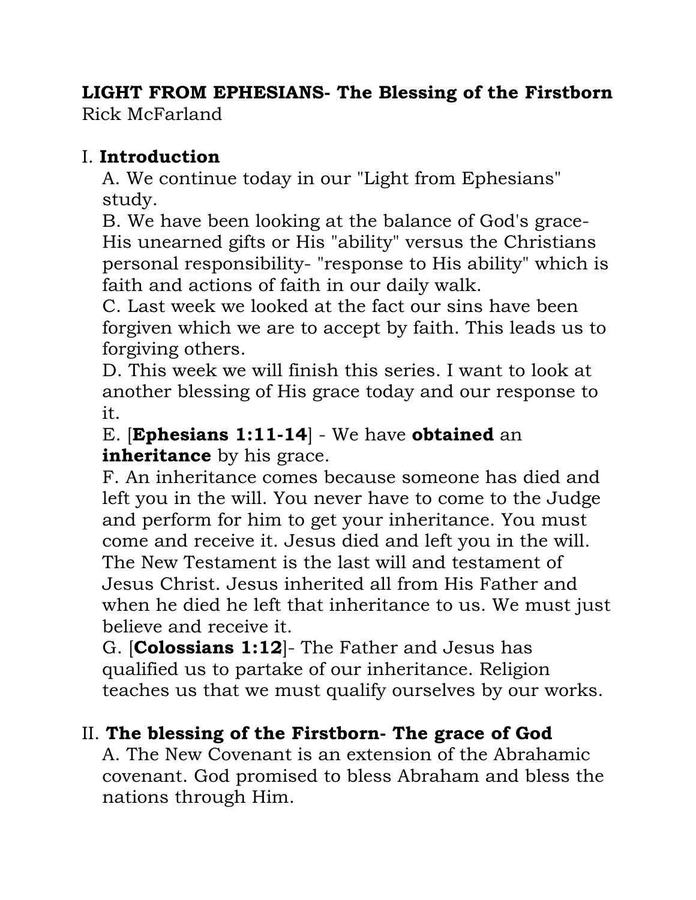**LIGHT FROM EPHESIANS- The Blessing of the Firstborn**
Rick McFarland

I. **Introduction**

A. We continue today in our "Light from Ephesians" study.

B. We have been looking at the balance of God's grace- His unearned gifts or His "ability" versus the Christians personal responsibility- "response to His ability" which is faith and actions of faith in our daily walk.

C. Last week we looked at the fact our sins have been forgiven which we are to accept by faith. This leads us to forgiving others.

D. This week we will finish this series. I want to look at another blessing of His grace today and our response to it.

E. [**Ephesians 1:11-14**] - We have **obtained** an **inheritance** by his grace.

F. An inheritance comes because someone has died and left you in the will. You never have to come to the Judge and perform for him to get your inheritance. You must come and receive it. Jesus died and left you in the will. The New Testament is the last will and testament of Jesus Christ. Jesus inherited all from His Father and when he died he left that inheritance to us. We must just believe and receive it.

G. [**Colossians 1:12**]- The Father and Jesus has qualified us to partake of our inheritance. Religion teaches us that we must qualify ourselves by our works.

II. **The blessing of the Firstborn- The grace of God**

A. The New Covenant is an extension of the Abrahamic covenant. God promised to bless Abraham and bless the nations through Him.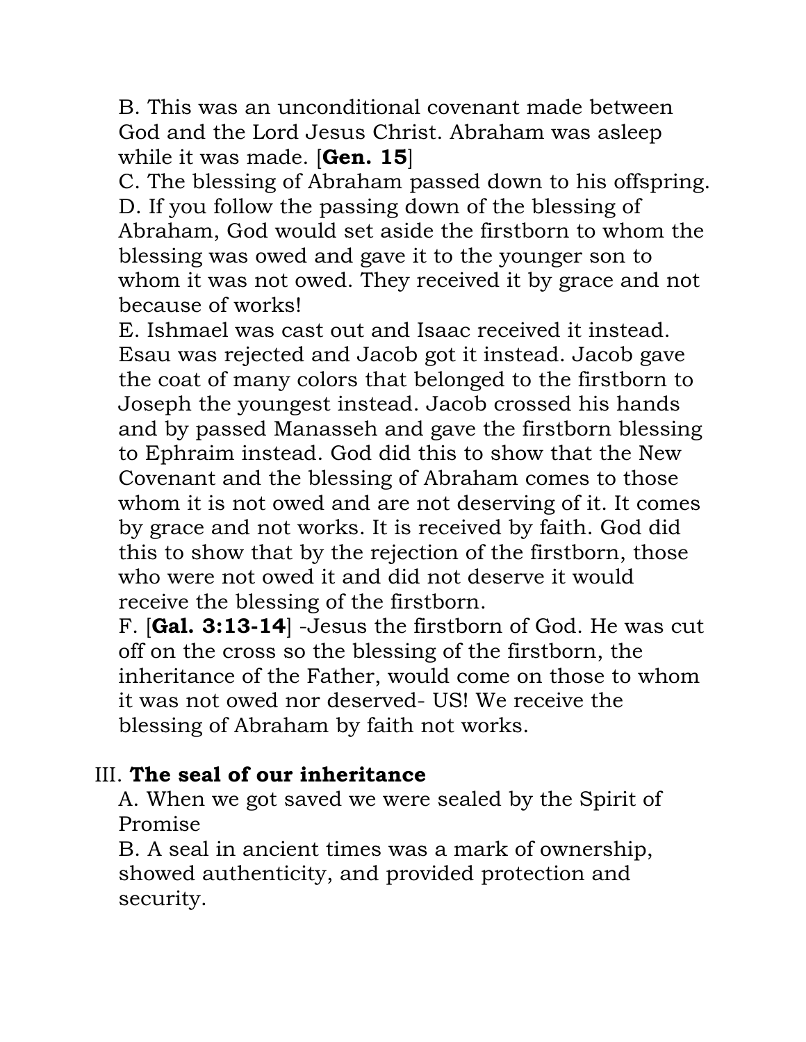B. This was an unconditional covenant made between God and the Lord Jesus Christ. Abraham was asleep while it was made. [**Gen. 15**]

C. The blessing of Abraham passed down to his offspring.

D. If you follow the passing down of the blessing of Abraham, God would set aside the firstborn to whom the blessing was owed and gave it to the younger son to whom it was not owed. They received it by grace and not because of works!

E. Ishmael was cast out and Isaac received it instead. Esau was rejected and Jacob got it instead. Jacob gave the coat of many colors that belonged to the firstborn to Joseph the youngest instead. Jacob crossed his hands and by passed Manasseh and gave the firstborn blessing to Ephraim instead. God did this to show that the New Covenant and the blessing of Abraham comes to those whom it is not owed and are not deserving of it. It comes by grace and not works. It is received by faith. God did this to show that by the rejection of the firstborn, those who were not owed it and did not deserve it would receive the blessing of the firstborn.

F. [**Gal. 3:13-14**] -Jesus the firstborn of God. He was cut off on the cross so the blessing of the firstborn, the inheritance of the Father, would come on those to whom it was not owed nor deserved- US! We receive the blessing of Abraham by faith not works.

III. **The seal of our inheritance**

A. When we got saved we were sealed by the Spirit of Promise

B. A seal in ancient times was a mark of ownership, showed authenticity, and provided protection and security.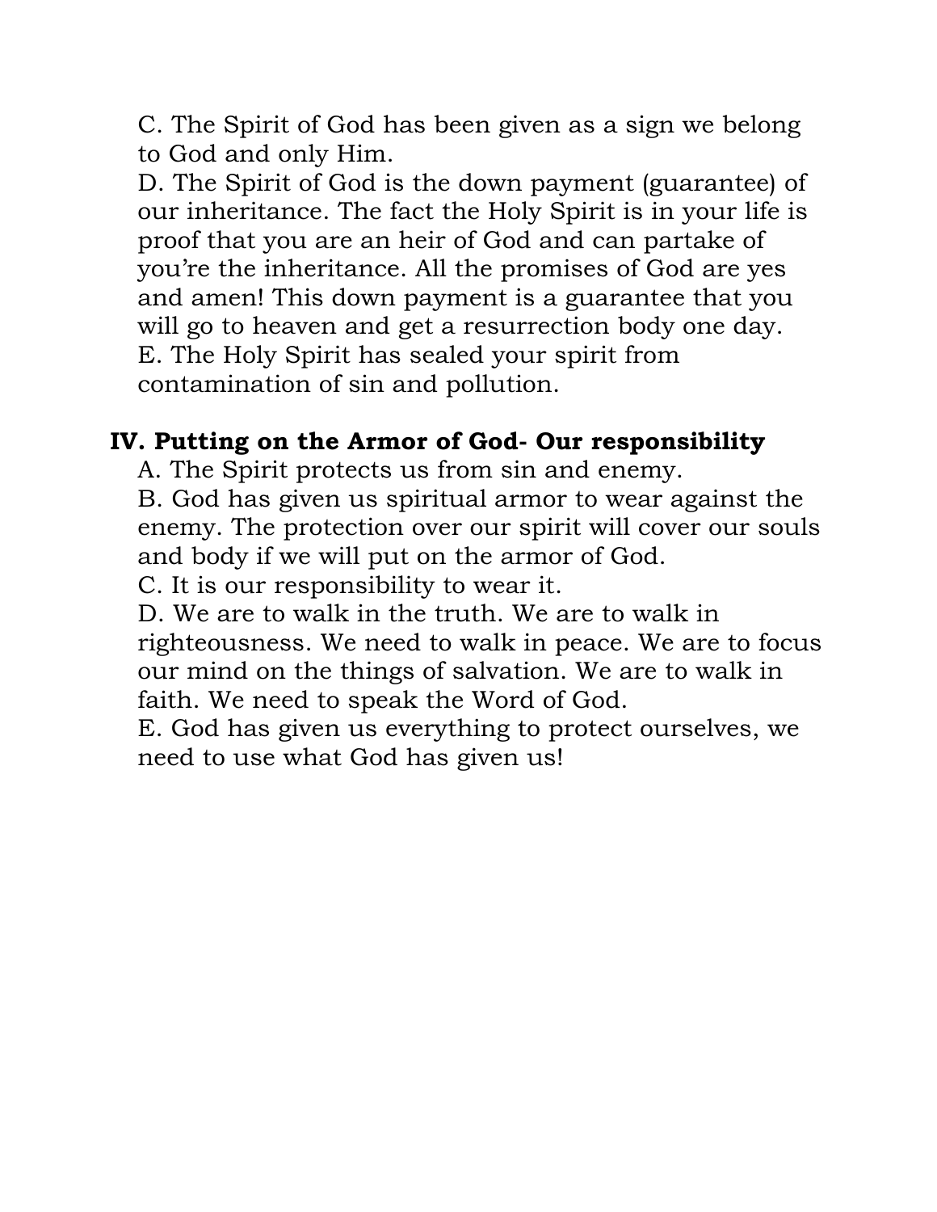C. The Spirit of God has been given as a sign we belong to God and only Him.

D. The Spirit of God is the down payment (guarantee) of our inheritance. The fact the Holy Spirit is in your life is proof that you are an heir of God and can partake of you're the inheritance. All the promises of God are yes and amen! This down payment is a guarantee that you will go to heaven and get a resurrection body one day.

E. The Holy Spirit has sealed your spirit from contamination of sin and pollution.

## IV. Putting on the Armor of God- Our responsibility

A. The Spirit protects us from sin and enemy.

B. God has given us spiritual armor to wear against the enemy. The protection over our spirit will cover our souls and body if we will put on the armor of God.

C. It is our responsibility to wear it.

D. We are to walk in the truth. We are to walk in righteousness. We need to walk in peace. We are to focus our mind on the things of salvation. We are to walk in faith. We need to speak the Word of God.

E. God has given us everything to protect ourselves, we need to use what God has given us!